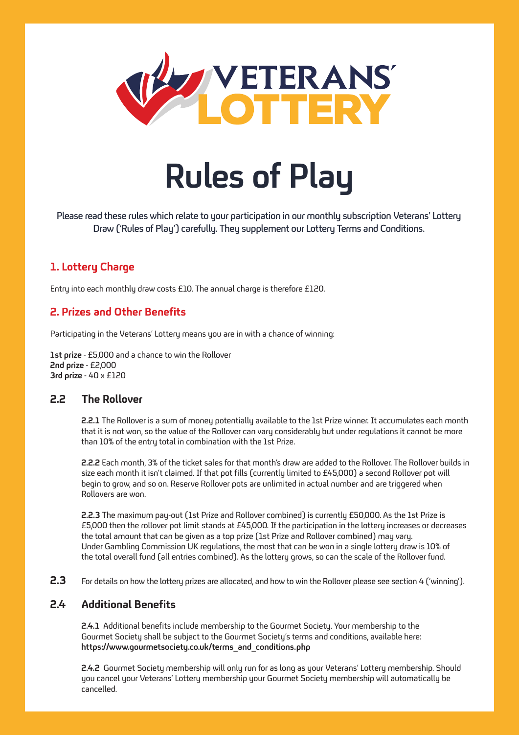# VETERANS' LOTTERY

# Rules of Play

**Please read these rules which relate to your participation in our monthly subscription Veterans' Lottery Draw ('Rules of Play') carefully. They supplement our Lottery Terms and Conditions.**

## 1. Lottery Charge

Entry into each monthly draw costs £10. The annual charge is therefore £120.

## 2. Prizes and Other Benefits

Participating in the Veterans' Lottery means you are in with a chance of winning:

**1st prize** - £5,000 and a chance to win the Rollover
**2nd prize** - £2,000
**3rd prize** - 40 x £120

### 2.2 The Rollover

**2.2.1** The Rollover is a sum of money potentially available to the 1st Prize winner. It accumulates each month that it is not won, so the value of the Rollover can vary considerably but under regulations it cannot be more than 10% of the entry total in combination with the 1st Prize.

**2.2.2** Each month, 3% of the ticket sales for that month's draw are added to the Rollover. The Rollover builds in size each month it isn't claimed. If that pot fills (currently limited to £45,000) a second Rollover pot will begin to grow, and so on. Reserve Rollover pots are unlimited in actual number and are triggered when Rollovers are won.

**2.2.3** The maximum pay-out (1st Prize and Rollover combined) is currently £50,000. As the 1st Prize is £5,000 then the rollover pot limit stands at £45,000. If the participation in the lottery increases or decreases the total amount that can be given as a top prize (1st Prize and Rollover combined) may vary. Under Gambling Commission UK regulations, the most that can be won in a single lottery draw is 10% of the total overall fund (all entries combined). As the lottery grows, so can the scale of the Rollover fund.

**2.3** For details on how the lottery prizes are allocated, and how to win the Rollover please see section 4 ('winning').

### 2.4 Additional Benefits

**2.4.1** Additional benefits include membership to the Gourmet Society. Your membership to the Gourmet Society shall be subject to the Gourmet Society's terms and conditions, available here: **https://www.gourmetsociety.co.uk/terms_and_conditions.php**

**2.4.2** Gourmet Society membership will only run for as long as your Veterans' Lottery membership. Should you cancel your Veterans' Lottery membership your Gourmet Society membership will automatically be cancelled.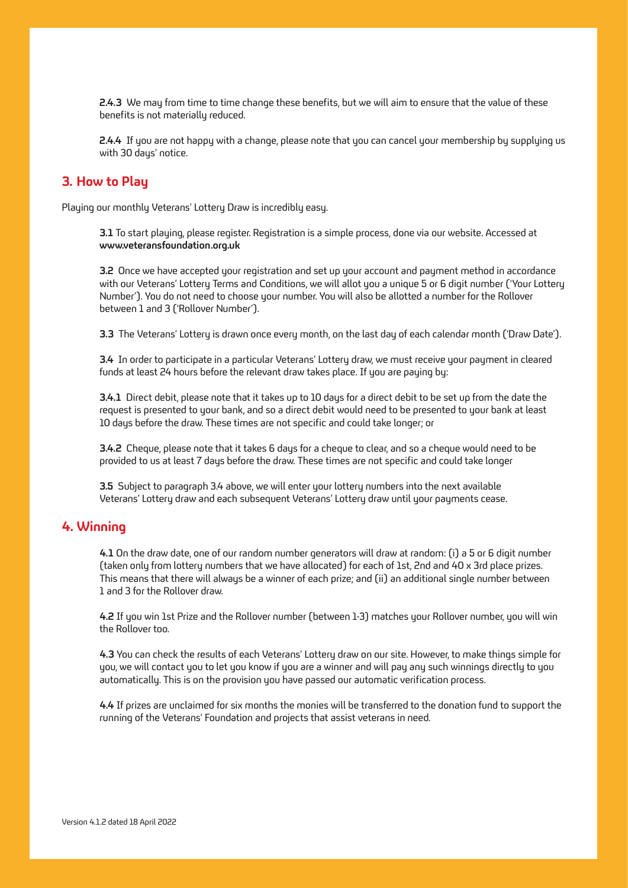**2.4.3** We may from time to time change these benefits, but we will aim to ensure that the value of these benefits is not materially reduced.

**2.4.4** If you are not happy with a change, please note that you can cancel your membership by supplying us with 30 days' notice.

## 3. How to Play

Playing our monthly Veterans' Lottery Draw is incredibly easy.

**3.1** To start playing, please register. Registration is a simple process, done via our website. Accessed at **www.veteransfoundation.org.uk**

**3.2** Once we have accepted your registration and set up your account and payment method in accordance with our Veterans' Lottery Terms and Conditions, we will allot you a unique 5 or 6 digit number ('Your Lottery Number'). You do not need to choose your number. You will also be allotted a number for the Rollover between 1 and 3 ('Rollover Number').

**3.3** The Veterans' Lottery is drawn once every month, on the last day of each calendar month ('Draw Date').

**3.4** In order to participate in a particular Veterans' Lottery draw, we must receive your payment in cleared funds at least 24 hours before the relevant draw takes place. If you are paying by:

**3.4.1** Direct debit, please note that it takes up to 10 days for a direct debit to be set up from the date the request is presented to your bank, and so a direct debit would need to be presented to your bank at least 10 days before the draw. These times are not specific and could take longer; or

**3.4.2** Cheque, please note that it takes 6 days for a cheque to clear, and so a cheque would need to be provided to us at least 7 days before the draw. These times are not specific and could take longer

**3.5** Subject to paragraph 3.4 above, we will enter your lottery numbers into the next available Veterans' Lottery draw and each subsequent Veterans' Lottery draw until your payments cease.

## 4. Winning

**4.1** On the draw date, one of our random number generators will draw at random: (i) a 5 or 6 digit number (taken only from lottery numbers that we have allocated) for each of 1st, 2nd and 40 x 3rd place prizes. This means that there will always be a winner of each prize; and (ii) an additional single number between 1 and 3 for the Rollover draw.

**4.2** If you win 1st Prize and the Rollover number (between 1-3) matches your Rollover number, you will win the Rollover too.

**4.3** You can check the results of each Veterans' Lottery draw on our site. However, to make things simple for you, we will contact you to let you know if you are a winner and will pay any such winnings directly to you automatically. This is on the provision you have passed our automatic verification process.

**4.4** If prizes are unclaimed for six months the monies will be transferred to the donation fund to support the running of the Veterans' Foundation and projects that assist veterans in need.

Version 4.1.2 dated 18 April 2022